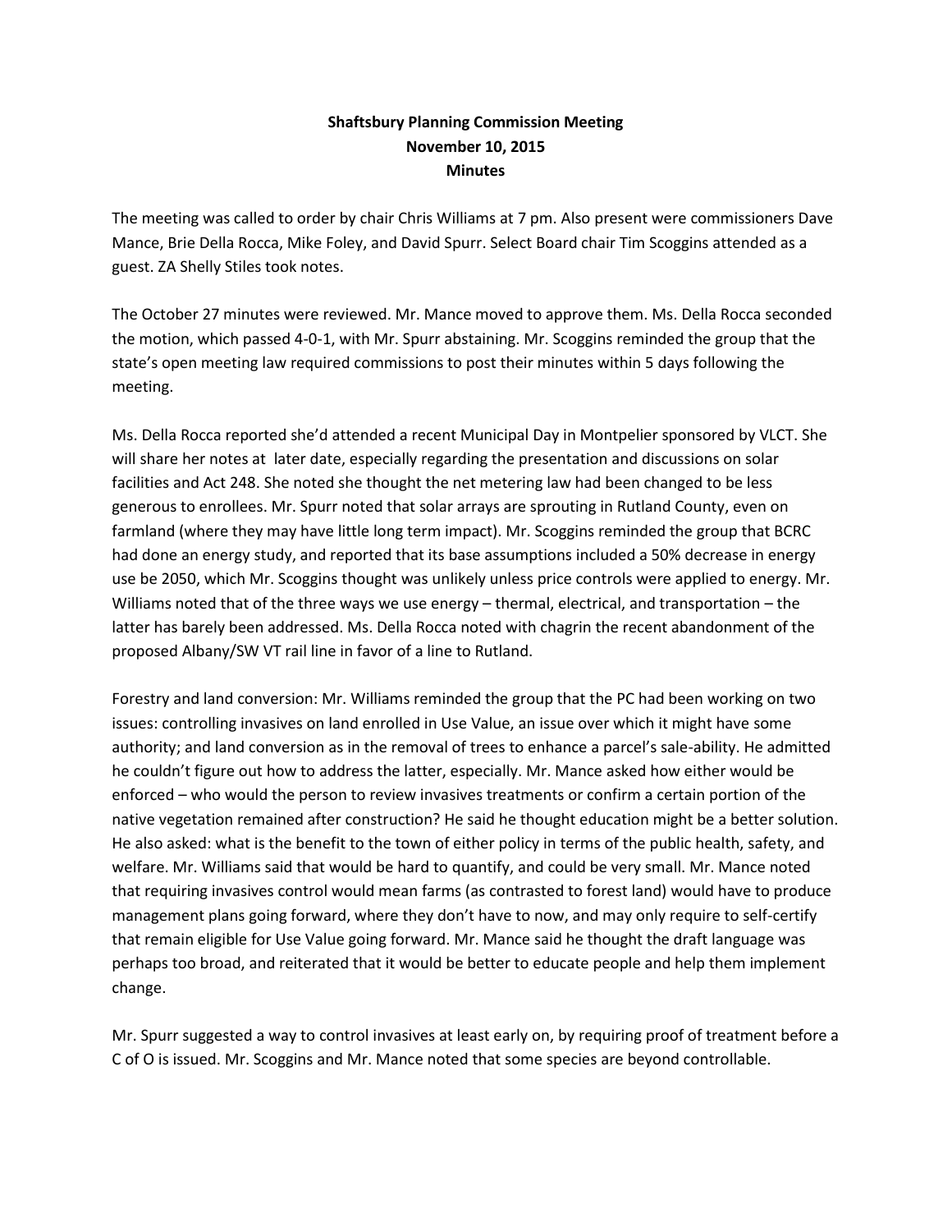**Shaftsbury Planning Commission Meeting**
**November 10, 2015**
**Minutes**

The meeting was called to order by chair Chris Williams at 7 pm. Also present were commissioners Dave Mance, Brie Della Rocca, Mike Foley, and David Spurr. Select Board chair Tim Scoggins attended as a guest. ZA Shelly Stiles took notes.

The October 27 minutes were reviewed. Mr. Mance moved to approve them. Ms. Della Rocca seconded the motion, which passed 4-0-1, with Mr. Spurr abstaining. Mr. Scoggins reminded the group that the state's open meeting law required commissions to post their minutes within 5 days following the meeting.

Ms. Della Rocca reported she'd attended a recent Municipal Day in Montpelier sponsored by VLCT. She will share her notes at  later date, especially regarding the presentation and discussions on solar facilities and Act 248. She noted she thought the net metering law had been changed to be less generous to enrollees. Mr. Spurr noted that solar arrays are sprouting in Rutland County, even on farmland (where they may have little long term impact). Mr. Scoggins reminded the group that BCRC had done an energy study, and reported that its base assumptions included a 50% decrease in energy use be 2050, which Mr. Scoggins thought was unlikely unless price controls were applied to energy. Mr. Williams noted that of the three ways we use energy – thermal, electrical, and transportation – the latter has barely been addressed. Ms. Della Rocca noted with chagrin the recent abandonment of the proposed Albany/SW VT rail line in favor of a line to Rutland.

Forestry and land conversion: Mr. Williams reminded the group that the PC had been working on two issues: controlling invasives on land enrolled in Use Value, an issue over which it might have some authority; and land conversion as in the removal of trees to enhance a parcel's sale-ability. He admitted he couldn't figure out how to address the latter, especially. Mr. Mance asked how either would be enforced – who would the person to review invasives treatments or confirm a certain portion of the native vegetation remained after construction? He said he thought education might be a better solution. He also asked: what is the benefit to the town of either policy in terms of the public health, safety, and welfare. Mr. Williams said that would be hard to quantify, and could be very small. Mr. Mance noted that requiring invasives control would mean farms (as contrasted to forest land) would have to produce management plans going forward, where they don't have to now, and may only require to self-certify that remain eligible for Use Value going forward. Mr. Mance said he thought the draft language was perhaps too broad, and reiterated that it would be better to educate people and help them implement change.

Mr. Spurr suggested a way to control invasives at least early on, by requiring proof of treatment before a C of O is issued. Mr. Scoggins and Mr. Mance noted that some species are beyond controllable.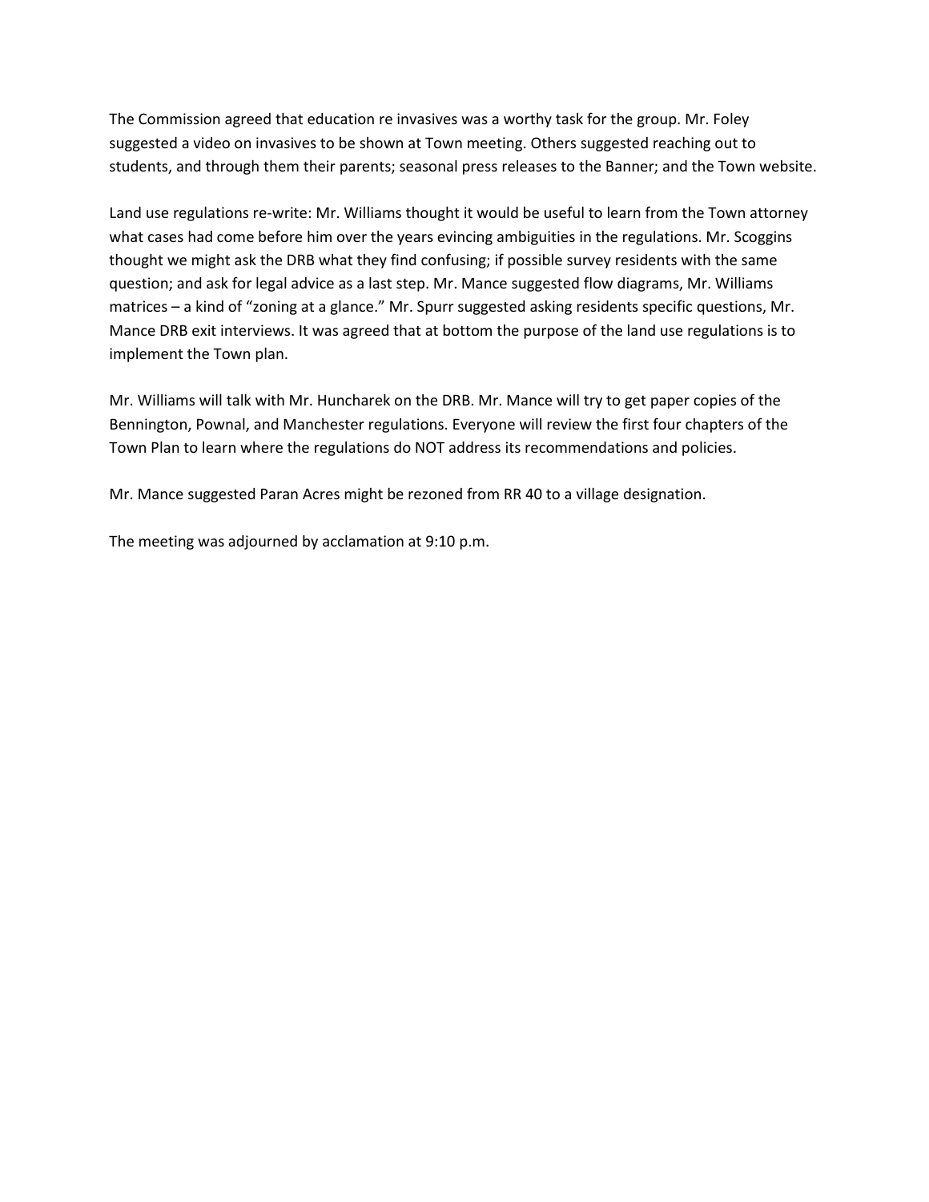The Commission agreed that education re invasives was a worthy task for the group. Mr. Foley suggested a video on invasives to be shown at Town meeting. Others suggested reaching out to students, and through them their parents; seasonal press releases to the Banner; and the Town website.

Land use regulations re-write: Mr. Williams thought it would be useful to learn from the Town attorney what cases had come before him over the years evincing ambiguities in the regulations. Mr. Scoggins thought we might ask the DRB what they find confusing; if possible survey residents with the same question; and ask for legal advice as a last step. Mr. Mance suggested flow diagrams, Mr. Williams matrices – a kind of "zoning at a glance." Mr. Spurr suggested asking residents specific questions, Mr. Mance DRB exit interviews. It was agreed that at bottom the purpose of the land use regulations is to implement the Town plan.

Mr. Williams will talk with Mr. Huncharek on the DRB. Mr. Mance will try to get paper copies of the Bennington, Pownal, and Manchester regulations. Everyone will review the first four chapters of the Town Plan to learn where the regulations do NOT address its recommendations and policies.

Mr. Mance suggested Paran Acres might be rezoned from RR 40 to a village designation.

The meeting was adjourned by acclamation at 9:10 p.m.